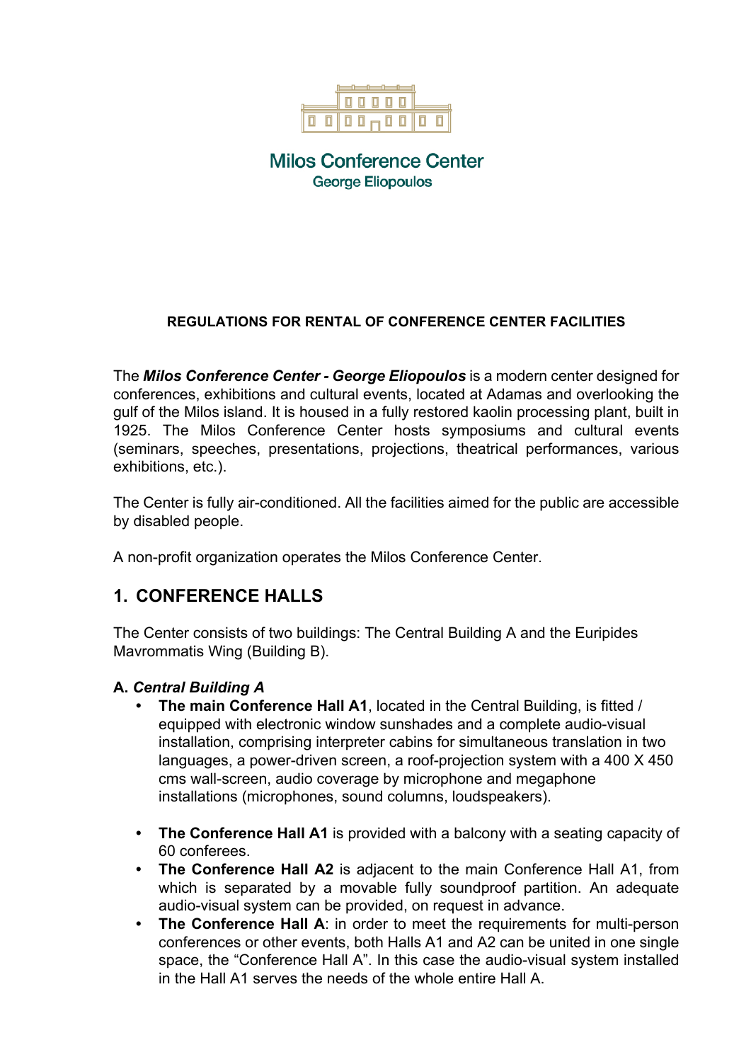Milos Conference Center
George Eliopoulos

**REGULATIONS FOR RENTAL OF CONFERENCE CENTER FACILITIES**

The ***Milos Conference Center - George Eliopoulos*** is a modern center designed for conferences, exhibitions and cultural events, located at Adamas and overlooking the gulf of the Milos island. It is housed in a fully restored kaolin processing plant, built in 1925. The Milos Conference Center hosts symposiums and cultural events (seminars, speeches, presentations, projections, theatrical performances, various exhibitions, etc.).

The Center is fully air-conditioned. All the facilities aimed for the public are accessible by disabled people.

A non-profit organization operates the Milos Conference Center.

## 1. CONFERENCE HALLS

The Center consists of two buildings: The Central Building A and the Euripides Mavrommatis Wing (Building B).

### A. *Central Building A*

- **The main Conference Hall A1**, located in the Central Building, is fitted / equipped with electronic window sunshades and a complete audio-visual installation, comprising interpreter cabins for simultaneous translation in two languages, a power-driven screen, a roof-projection system with a 400 X 450 cms wall-screen, audio coverage by microphone and megaphone installations (microphones, sound columns, loudspeakers).

- **The Conference Hall A1** is provided with a balcony with a seating capacity of 60 conferees.
- **The Conference Hall A2** is adjacent to the main Conference Hall A1, from which is separated by a movable fully soundproof partition. An adequate audio-visual system can be provided, on request in advance.
- **The Conference Hall A**: in order to meet the requirements for multi-person conferences or other events, both Halls A1 and A2 can be united in one single space, the "Conference Hall A". In this case the audio-visual system installed in the Hall A1 serves the needs of the whole entire Hall A.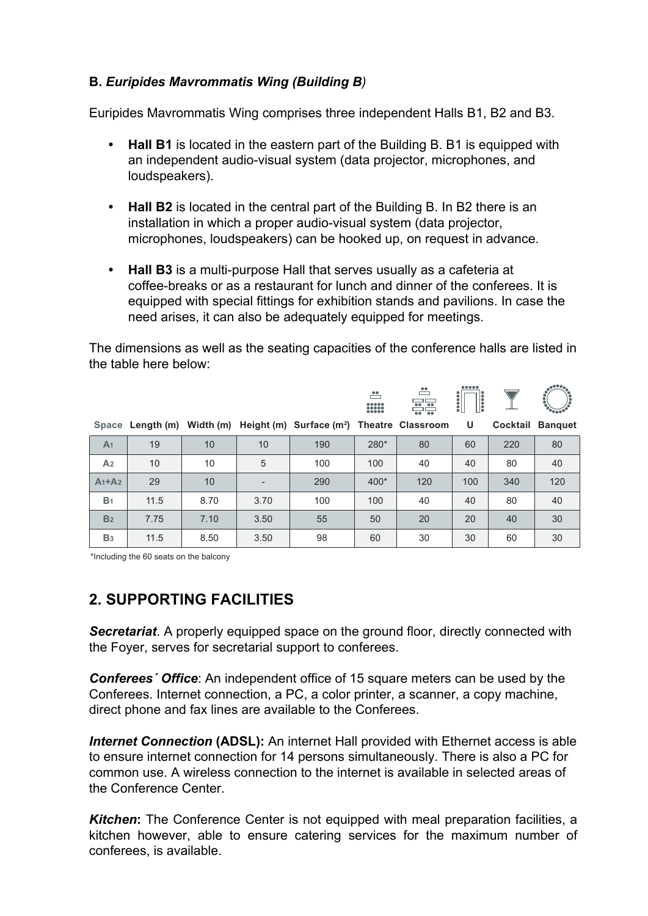### B. *Euripides Mavrommatis Wing (Building B)*

Euripides Mavrommatis Wing comprises three independent Halls B1, B2 and B3.

- **Hall B1** is located in the eastern part of the Building B. B1 is equipped with an independent audio-visual system (data projector, microphones, and loudspeakers).
- **Hall B2** is located in the central part of the Building B. In B2 there is an installation in which a proper audio-visual system (data projector, microphones, loudspeakers) can be hooked up, on request in advance.
- **Hall B3** is a multi-purpose Hall that serves usually as a cafeteria at coffee-breaks or as a restaurant for lunch and dinner of the conferees. It is equipped with special fittings for exhibition stands and pavilions. In case the need arises, it can also be adequately equipped for meetings.

The dimensions as well as the seating capacities of the conference halls are listed in the table here below:

| Space | Length (m) | Width (m) | Height (m) | Surface (m²) | Theatre | Classroom | U | Cocktail | Banquet |
|---|---|---|---|---|---|---|---|---|---|
| $A_1$ | 19 | 10 | 10 | 190 | 280* | 80 | 60 | 220 | 80 |
| $A_2$ | 10 | 10 | 5 | 100 | 100 | 40 | 40 | 80 | 40 |
| $A_1+A_2$ | 29 | 10 | - | 290 | 400* | 120 | 100 | 340 | 120 |
| $B_1$ | 11.5 | 8.70 | 3.70 | 100 | 100 | 40 | 40 | 80 | 40 |
| $B_2$ | 7.75 | 7.10 | 3.50 | 55 | 50 | 20 | 20 | 40 | 30 |
| $B_3$ | 11.5 | 8.50 | 3.50 | 98 | 60 | 30 | 30 | 60 | 30 |

*Including the 60 seats on the balcony

## 2. SUPPORTING FACILITIES

***Secretariat***. A properly equipped space on the ground floor, directly connected with the Foyer, serves for secretarial support to conferees.

***Conferees´ Office***: An independent office of 15 square meters can be used by the Conferees. Internet connection, a PC, a color printer, a scanner, a copy machine, direct phone and fax lines are available to the Conferees.

***Internet Connection* (ADSL):** An internet Hall provided with Ethernet access is able to ensure internet connection for 14 persons simultaneously. There is also a PC for common use. A wireless connection to the internet is available in selected areas of the Conference Center.

***Kitchen*:** The Conference Center is not equipped with meal preparation facilities, a kitchen however, able to ensure catering services for the maximum number of conferees, is available.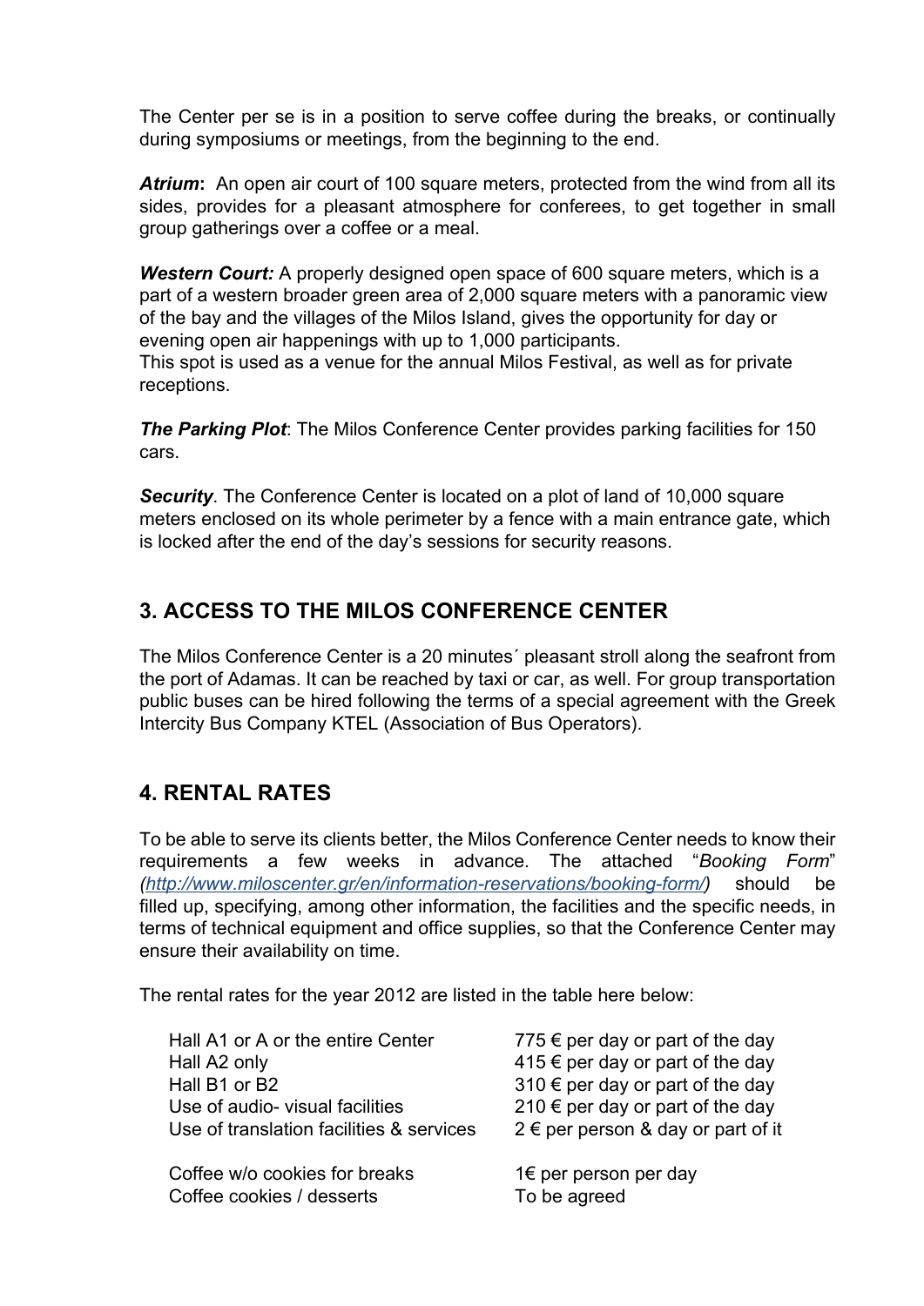The Center per se is in a position to serve coffee during the breaks, or continually during symposiums or meetings, from the beginning to the end.

***Atrium*:** An open air court of 100 square meters, protected from the wind from all its sides, provides for a pleasant atmosphere for conferees, to get together in small group gatherings over a coffee or a meal.

***Western Court:*** A properly designed open space of 600 square meters, which is a part of a western broader green area of 2,000 square meters with a panoramic view of the bay and the villages of the Milos Island, gives the opportunity for day or evening open air happenings with up to 1,000 participants.
This spot is used as a venue for the annual Milos Festival, as well as for private receptions.

***The Parking Plot***: The Milos Conference Center provides parking facilities for 150 cars.

***Security***. The Conference Center is located on a plot of land of 10,000 square meters enclosed on its whole perimeter by a fence with a main entrance gate, which is locked after the end of the day's sessions for security reasons.

## 3. ACCESS TO THE MILOS CONFERENCE CENTER

The Milos Conference Center is a 20 minutes´ pleasant stroll along the seafront from the port of Adamas. It can be reached by taxi or car, as well. For group transportation public buses can be hired following the terms of a special agreement with the Greek Intercity Bus Company KTEL (Association of Bus Operators).

## 4. RENTAL RATES

To be able to serve its clients better, the Milos Conference Center needs to know their requirements a few weeks in advance. The attached "*Booking Form*" *(http://www.miloscenter.gr/en/information-reservations/booking-form/)* should be filled up, specifying, among other information, the facilities and the specific needs, in terms of technical equipment and office supplies, so that the Conference Center may ensure their availability on time.

The rental rates for the year 2012 are listed in the table here below:

| | |
|---|---|
| Hall A1 or A or the entire Center | 775 € per day or part of the day |
| Hall A2 only | 415 € per day or part of the day |
| Hall B1 or B2 | 310 € per day or part of the day |
| Use of audio- visual facilities | 210 € per day or part of the day |
| Use of translation facilities & services | 2 € per person & day or part of it |
| Coffee w/o cookies for breaks | 1€ per person per day |
| Coffee cookies / desserts | To be agreed |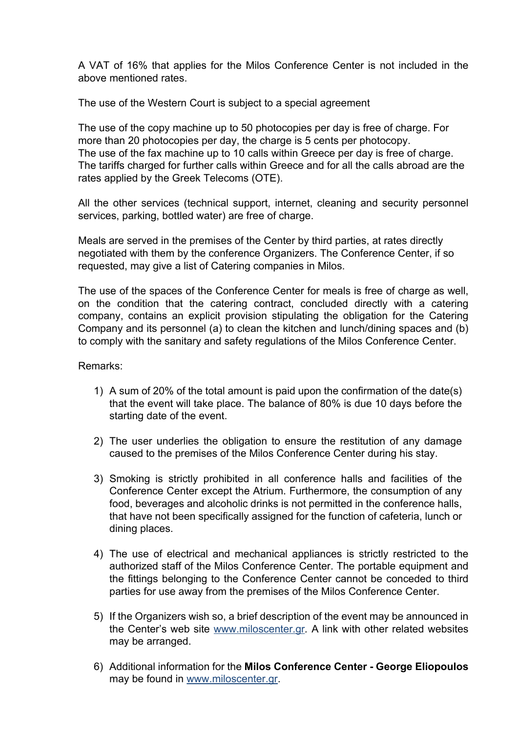A VAT of 16% that applies for the Milos Conference Center is not included in the above mentioned rates.

The use of the Western Court is subject to a special agreement

The use of the copy machine up to 50 photocopies per day is free of charge. For more than 20 photocopies per day, the charge is 5 cents per photocopy.
The use of the fax machine up to 10 calls within Greece per day is free of charge. The tariffs charged for further calls within Greece and for all the calls abroad are the rates applied by the Greek Telecoms (OTE).

All the other services (technical support, internet, cleaning and security personnel services, parking, bottled water) are free of charge.

Meals are served in the premises of the Center by third parties, at rates directly negotiated with them by the conference Organizers. The Conference Center, if so requested, may give a list of Catering companies in Milos.

The use of the spaces of the Conference Center for meals is free of charge as well, on the condition that the catering contract, concluded directly with a catering company, contains an explicit provision stipulating the obligation for the Catering Company and its personnel (a) to clean the kitchen and lunch/dining spaces and (b) to comply with the sanitary and safety regulations of the Milos Conference Center.

Remarks:

1) A sum of 20% of the total amount is paid upon the confirmation of the date(s) that the event will take place. The balance of 80% is due 10 days before the starting date of the event.

2) The user underlies the obligation to ensure the restitution of any damage caused to the premises of the Milos Conference Center during his stay.

3) Smoking is strictly prohibited in all conference halls and facilities of the Conference Center except the Atrium. Furthermore, the consumption of any food, beverages and alcoholic drinks is not permitted in the conference halls, that have not been specifically assigned for the function of cafeteria, lunch or dining places.

4) The use of electrical and mechanical appliances is strictly restricted to the authorized staff of the Milos Conference Center. The portable equipment and the fittings belonging to the Conference Center cannot be conceded to third parties for use away from the premises of the Milos Conference Center.

5) If the Organizers wish so, a brief description of the event may be announced in the Center's web site www.miloscenter.gr. A link with other related websites may be arranged.

6) Additional information for the **Milos Conference Center - George Eliopoulos** may be found in www.miloscenter.gr.